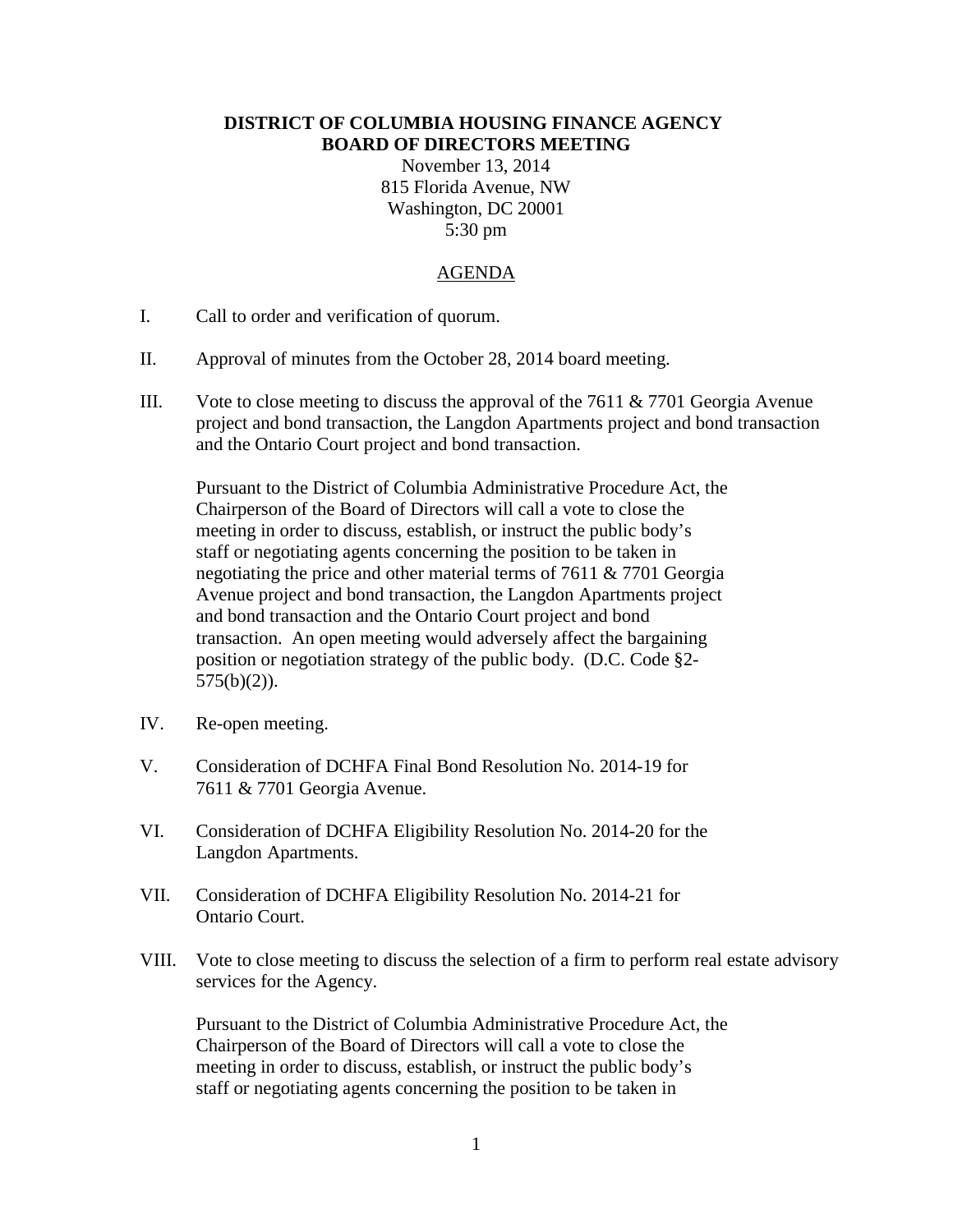**DISTRICT OF COLUMBIA HOUSING FINANCE AGENCY**
**BOARD OF DIRECTORS MEETING**

November 13, 2014
815 Florida Avenue, NW
Washington, DC 20001
5:30 pm

AGENDA

I. Call to order and verification of quorum.

II. Approval of minutes from the October 28, 2014 board meeting.

III. Vote to close meeting to discuss the approval of the 7611 & 7701 Georgia Avenue project and bond transaction, the Langdon Apartments project and bond transaction and the Ontario Court project and bond transaction.

   Pursuant to the District of Columbia Administrative Procedure Act, the Chairperson of the Board of Directors will call a vote to close the meeting in order to discuss, establish, or instruct the public body's staff or negotiating agents concerning the position to be taken in negotiating the price and other material terms of 7611 & 7701 Georgia Avenue project and bond transaction, the Langdon Apartments project and bond transaction and the Ontario Court project and bond transaction. An open meeting would adversely affect the bargaining position or negotiation strategy of the public body. (D.C. Code §2-575(b)(2)).

IV. Re-open meeting.

V. Consideration of DCHFA Final Bond Resolution No. 2014-19 for 7611 & 7701 Georgia Avenue.

VI. Consideration of DCHFA Eligibility Resolution No. 2014-20 for the Langdon Apartments.

VII. Consideration of DCHFA Eligibility Resolution No. 2014-21 for Ontario Court.

VIII. Vote to close meeting to discuss the selection of a firm to perform real estate advisory services for the Agency.

   Pursuant to the District of Columbia Administrative Procedure Act, the Chairperson of the Board of Directors will call a vote to close the meeting in order to discuss, establish, or instruct the public body's staff or negotiating agents concerning the position to be taken in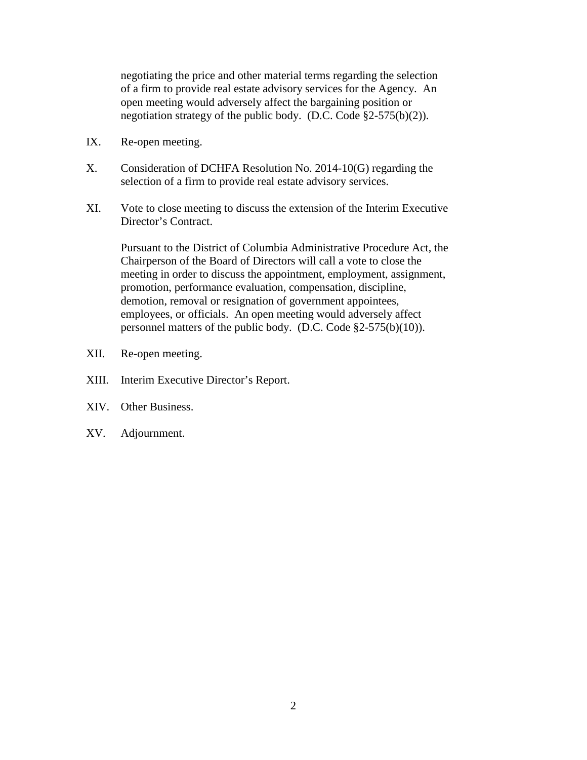negotiating the price and other material terms regarding the selection of a firm to provide real estate advisory services for the Agency. An open meeting would adversely affect the bargaining position or negotiation strategy of the public body. (D.C. Code §2-575(b)(2)).

IX. Re-open meeting.

X. Consideration of DCHFA Resolution No. 2014-10(G) regarding the selection of a firm to provide real estate advisory services.

XI. Vote to close meeting to discuss the extension of the Interim Executive Director's Contract.

Pursuant to the District of Columbia Administrative Procedure Act, the Chairperson of the Board of Directors will call a vote to close the meeting in order to discuss the appointment, employment, assignment, promotion, performance evaluation, compensation, discipline, demotion, removal or resignation of government appointees, employees, or officials. An open meeting would adversely affect personnel matters of the public body. (D.C. Code §2-575(b)(10)).

XII. Re-open meeting.

XIII. Interim Executive Director's Report.

XIV. Other Business.

XV. Adjournment.